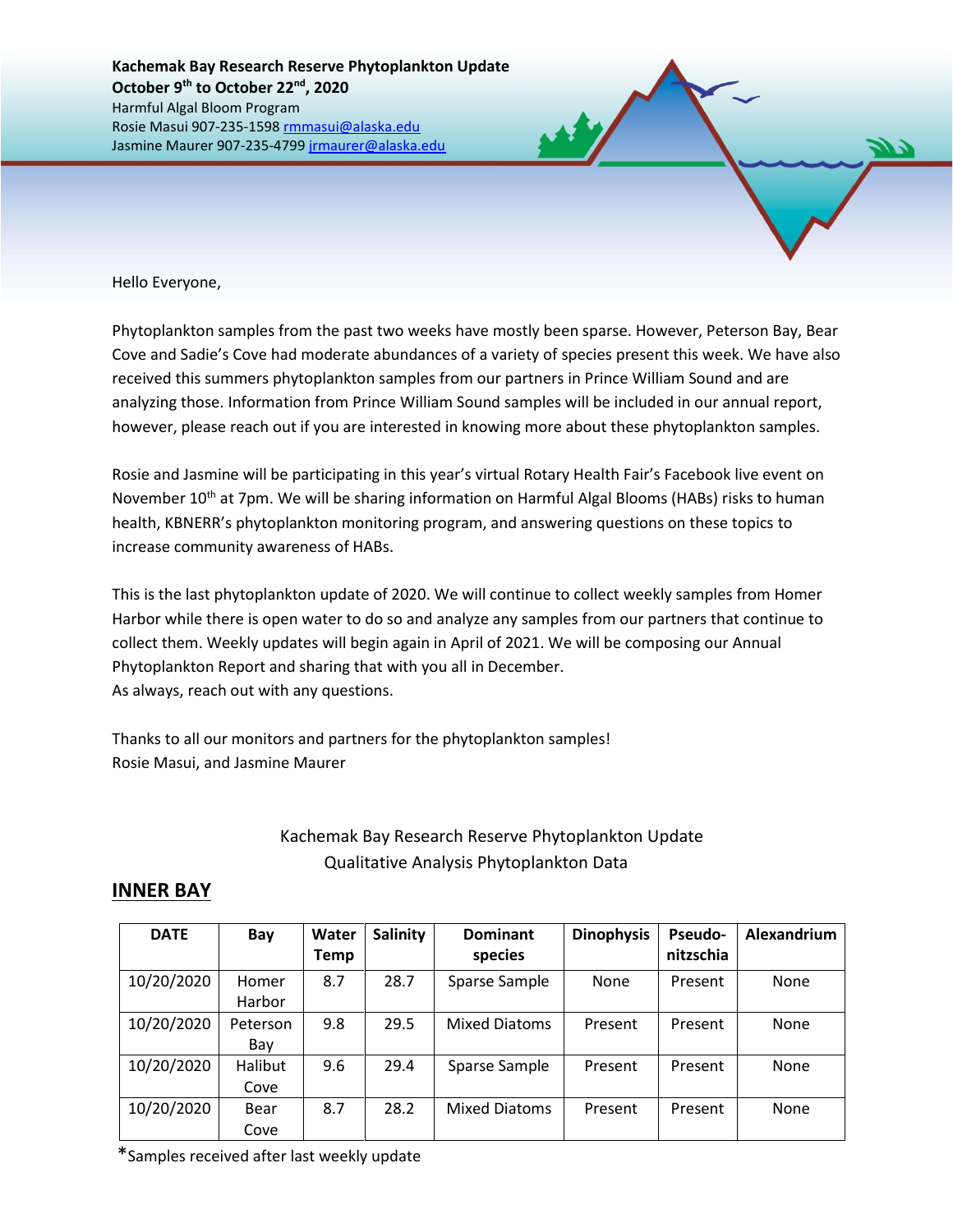**Kachemak Bay Research Reserve Phytoplankton Update**
**October 9th to October 22nd, 2020**
Harmful Algal Bloom Program
Rosie Masui 907-235-1598 rmmasui@alaska.edu
Jasmine Maurer 907-235-4799 jrmaurer@alaska.edu

Hello Everyone,

Phytoplankton samples from the past two weeks have mostly been sparse. However, Peterson Bay, Bear Cove and Sadie's Cove had moderate abundances of a variety of species present this week. We have also received this summers phytoplankton samples from our partners in Prince William Sound and are analyzing those. Information from Prince William Sound samples will be included in our annual report, however, please reach out if you are interested in knowing more about these phytoplankton samples.

Rosie and Jasmine will be participating in this year's virtual Rotary Health Fair's Facebook live event on November 10th at 7pm. We will be sharing information on Harmful Algal Blooms (HABs) risks to human health, KBNERR's phytoplankton monitoring program, and answering questions on these topics to increase community awareness of HABs.

This is the last phytoplankton update of 2020. We will continue to collect weekly samples from Homer Harbor while there is open water to do so and analyze any samples from our partners that continue to collect them. Weekly updates will begin again in April of 2021. We will be composing our Annual Phytoplankton Report and sharing that with you all in December.
As always, reach out with any questions.

Thanks to all our monitors and partners for the phytoplankton samples!
Rosie Masui, and Jasmine Maurer

Kachemak Bay Research Reserve Phytoplankton Update
Qualitative Analysis Phytoplankton Data

## INNER BAY

| DATE | Bay | Water Temp | Salinity | Dominant species | Dinophysis | Pseudo-nitzschia | Alexandrium |
|---|---|---|---|---|---|---|---|
| 10/20/2020 | Homer Harbor | 8.7 | 28.7 | Sparse Sample | None | Present | None |
| 10/20/2020 | Peterson Bay | 9.8 | 29.5 | Mixed Diatoms | Present | Present | None |
| 10/20/2020 | Halibut Cove | 9.6 | 29.4 | Sparse Sample | Present | Present | None |
| 10/20/2020 | Bear Cove | 8.7 | 28.2 | Mixed Diatoms | Present | Present | None |

*Samples received after last weekly update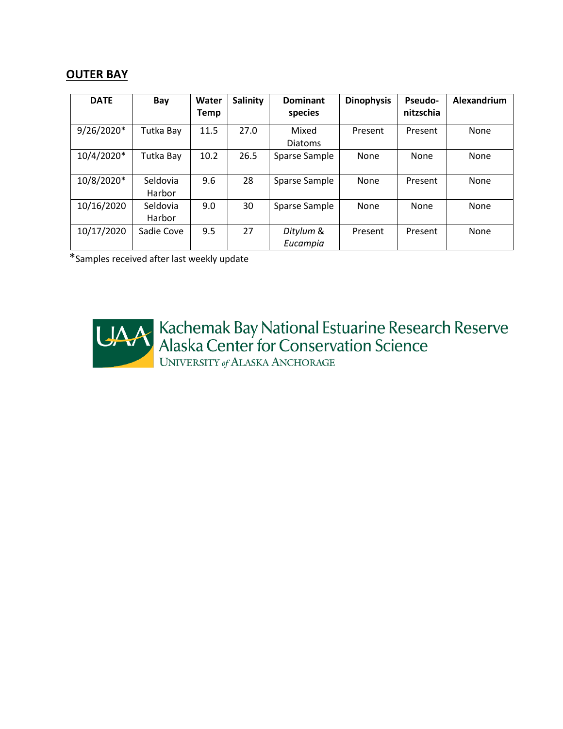## OUTER BAY

| DATE | Bay | Water Temp | Salinity | Dominant species | Dinophysis | Pseudo-nitzschia | Alexandrium |
|---|---|---|---|---|---|---|---|
| 9/26/2020* | Tutka Bay | 11.5 | 27.0 | Mixed Diatoms | Present | Present | None |
| 10/4/2020* | Tutka Bay | 10.2 | 26.5 | Sparse Sample | None | None | None |
| 10/8/2020* | Seldovia Harbor | 9.6 | 28 | Sparse Sample | None | Present | None |
| 10/16/2020 | Seldovia Harbor | 9.0 | 30 | Sparse Sample | None | None | None |
| 10/17/2020 | Sadie Cove | 9.5 | 27 | *Ditylum* & *Eucampia* | Present | Present | None |

*Samples received after last weekly update

UAA Kachemak Bay National Estuarine Research Reserve
Alaska Center for Conservation Science
UNIVERSITY *of* ALASKA ANCHORAGE